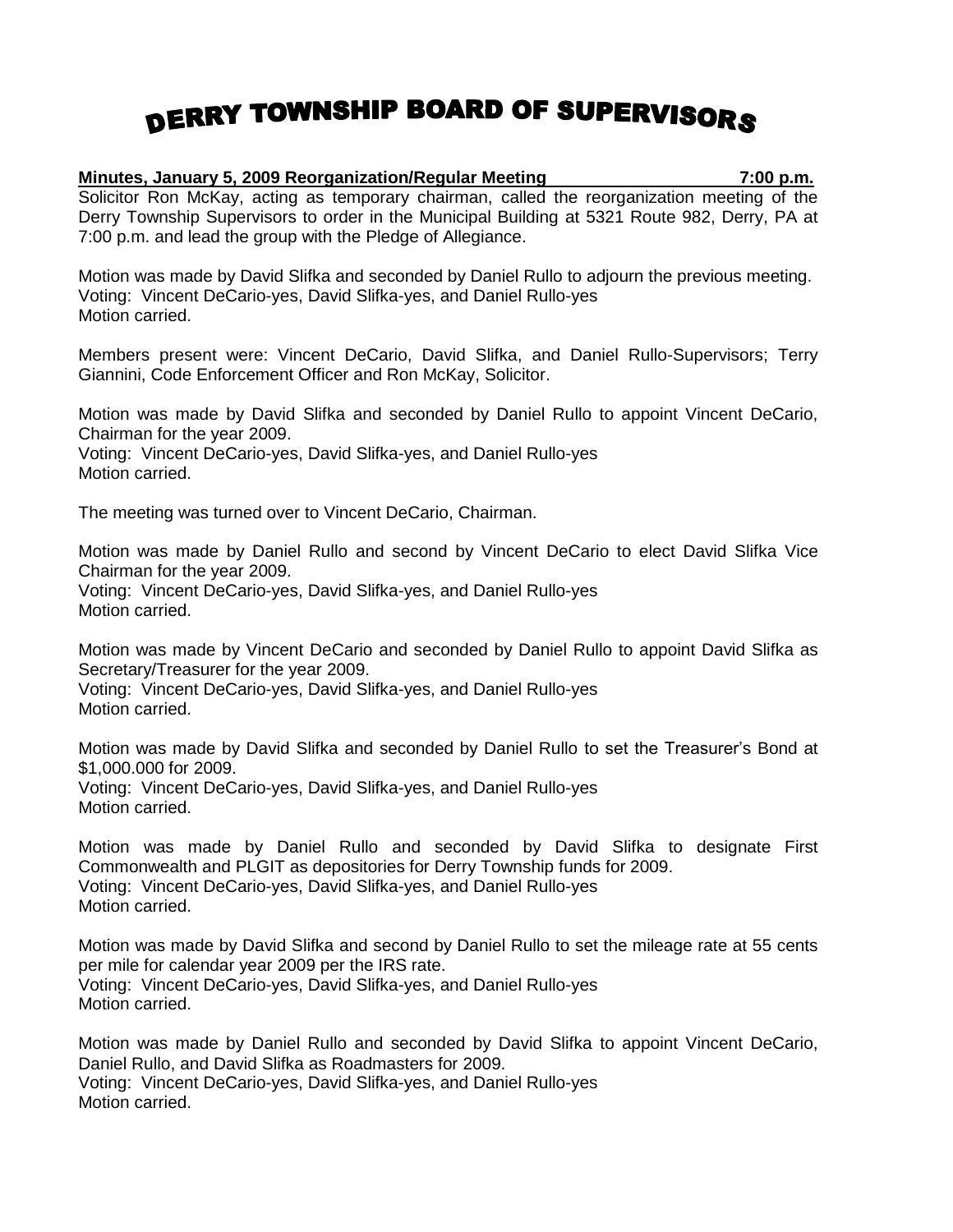# DERRY TOWNSHIP BOARD OF SUPERVISORS

**Minutes, January 5, 2009 Reorganization/Regular Meeting 7:00 p.m.**

Solicitor Ron McKay, acting as temporary chairman, called the reorganization meeting of the Derry Township Supervisors to order in the Municipal Building at 5321 Route 982, Derry, PA at 7:00 p.m. and lead the group with the Pledge of Allegiance.

Motion was made by David Slifka and seconded by Daniel Rullo to adjourn the previous meeting.
Voting: Vincent DeCario-yes, David Slifka-yes, and Daniel Rullo-yes
Motion carried.

Members present were: Vincent DeCario, David Slifka, and Daniel Rullo-Supervisors; Terry Giannini, Code Enforcement Officer and Ron McKay, Solicitor.

Motion was made by David Slifka and seconded by Daniel Rullo to appoint Vincent DeCario, Chairman for the year 2009.
Voting: Vincent DeCario-yes, David Slifka-yes, and Daniel Rullo-yes
Motion carried.

The meeting was turned over to Vincent DeCario, Chairman.

Motion was made by Daniel Rullo and second by Vincent DeCario to elect David Slifka Vice Chairman for the year 2009.
Voting: Vincent DeCario-yes, David Slifka-yes, and Daniel Rullo-yes
Motion carried.

Motion was made by Vincent DeCario and seconded by Daniel Rullo to appoint David Slifka as Secretary/Treasurer for the year 2009.
Voting: Vincent DeCario-yes, David Slifka-yes, and Daniel Rullo-yes
Motion carried.

Motion was made by David Slifka and seconded by Daniel Rullo to set the Treasurer's Bond at $1,000.000 for 2009.
Voting: Vincent DeCario-yes, David Slifka-yes, and Daniel Rullo-yes
Motion carried.

Motion was made by Daniel Rullo and seconded by David Slifka to designate First Commonwealth and PLGIT as depositories for Derry Township funds for 2009.
Voting: Vincent DeCario-yes, David Slifka-yes, and Daniel Rullo-yes
Motion carried.

Motion was made by David Slifka and second by Daniel Rullo to set the mileage rate at 55 cents per mile for calendar year 2009 per the IRS rate.
Voting: Vincent DeCario-yes, David Slifka-yes, and Daniel Rullo-yes
Motion carried.

Motion was made by Daniel Rullo and seconded by David Slifka to appoint Vincent DeCario, Daniel Rullo, and David Slifka as Roadmasters for 2009.
Voting: Vincent DeCario-yes, David Slifka-yes, and Daniel Rullo-yes
Motion carried.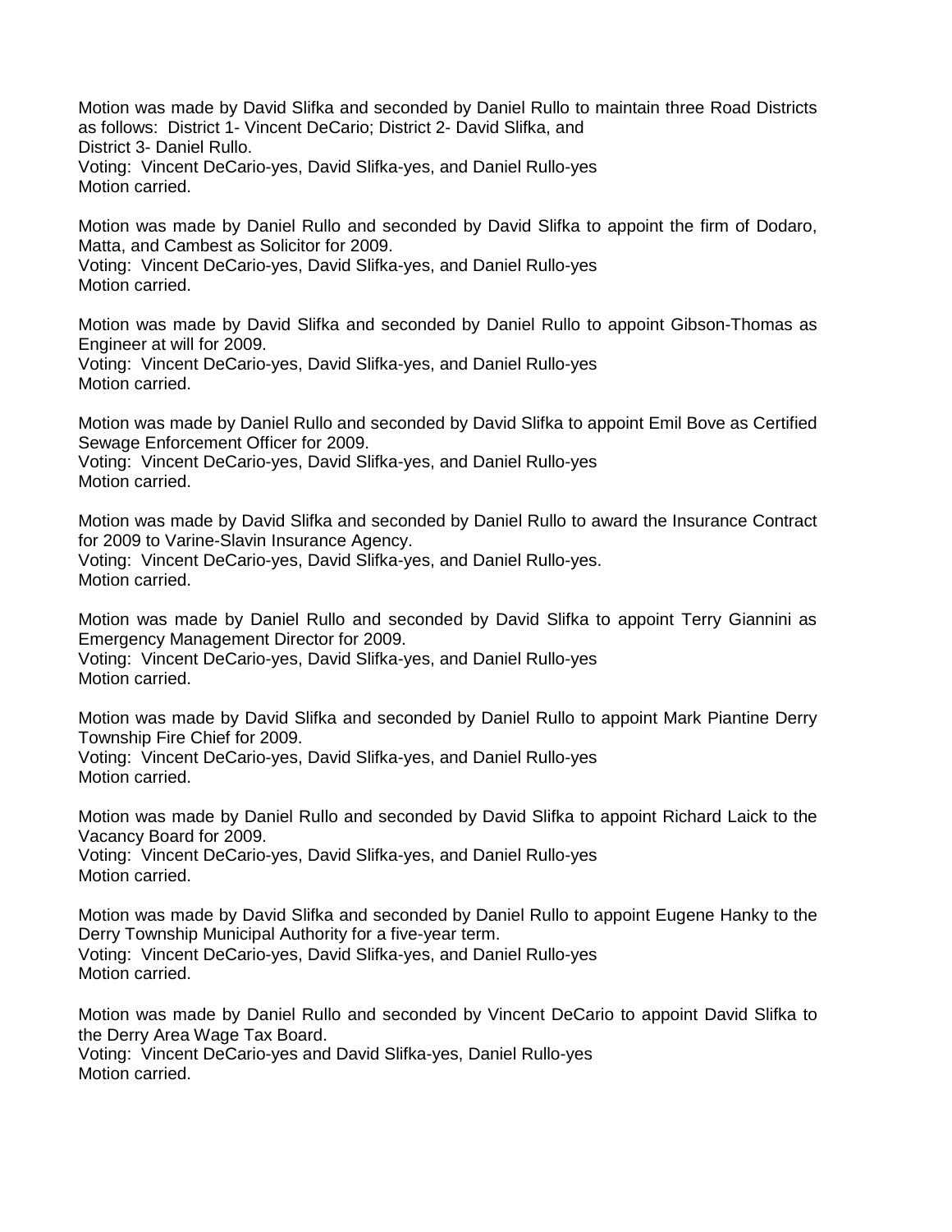Motion was made by David Slifka and seconded by Daniel Rullo to maintain three Road Districts as follows: District 1- Vincent DeCario; District 2- David Slifka, and District 3- Daniel Rullo.
Voting: Vincent DeCario-yes, David Slifka-yes, and Daniel Rullo-yes
Motion carried.

Motion was made by Daniel Rullo and seconded by David Slifka to appoint the firm of Dodaro, Matta, and Cambest as Solicitor for 2009.
Voting: Vincent DeCario-yes, David Slifka-yes, and Daniel Rullo-yes
Motion carried.

Motion was made by David Slifka and seconded by Daniel Rullo to appoint Gibson-Thomas as Engineer at will for 2009.
Voting: Vincent DeCario-yes, David Slifka-yes, and Daniel Rullo-yes
Motion carried.

Motion was made by Daniel Rullo and seconded by David Slifka to appoint Emil Bove as Certified Sewage Enforcement Officer for 2009.
Voting: Vincent DeCario-yes, David Slifka-yes, and Daniel Rullo-yes
Motion carried.

Motion was made by David Slifka and seconded by Daniel Rullo to award the Insurance Contract for 2009 to Varine-Slavin Insurance Agency.
Voting: Vincent DeCario-yes, David Slifka-yes, and Daniel Rullo-yes.
Motion carried.

Motion was made by Daniel Rullo and seconded by David Slifka to appoint Terry Giannini as Emergency Management Director for 2009.
Voting: Vincent DeCario-yes, David Slifka-yes, and Daniel Rullo-yes
Motion carried.

Motion was made by David Slifka and seconded by Daniel Rullo to appoint Mark Piantine Derry Township Fire Chief for 2009.
Voting: Vincent DeCario-yes, David Slifka-yes, and Daniel Rullo-yes
Motion carried.

Motion was made by Daniel Rullo and seconded by David Slifka to appoint Richard Laick to the Vacancy Board for 2009.
Voting: Vincent DeCario-yes, David Slifka-yes, and Daniel Rullo-yes
Motion carried.

Motion was made by David Slifka and seconded by Daniel Rullo to appoint Eugene Hanky to the Derry Township Municipal Authority for a five-year term.
Voting: Vincent DeCario-yes, David Slifka-yes, and Daniel Rullo-yes
Motion carried.

Motion was made by Daniel Rullo and seconded by Vincent DeCario to appoint David Slifka to the Derry Area Wage Tax Board.
Voting: Vincent DeCario-yes and David Slifka-yes, Daniel Rullo-yes
Motion carried.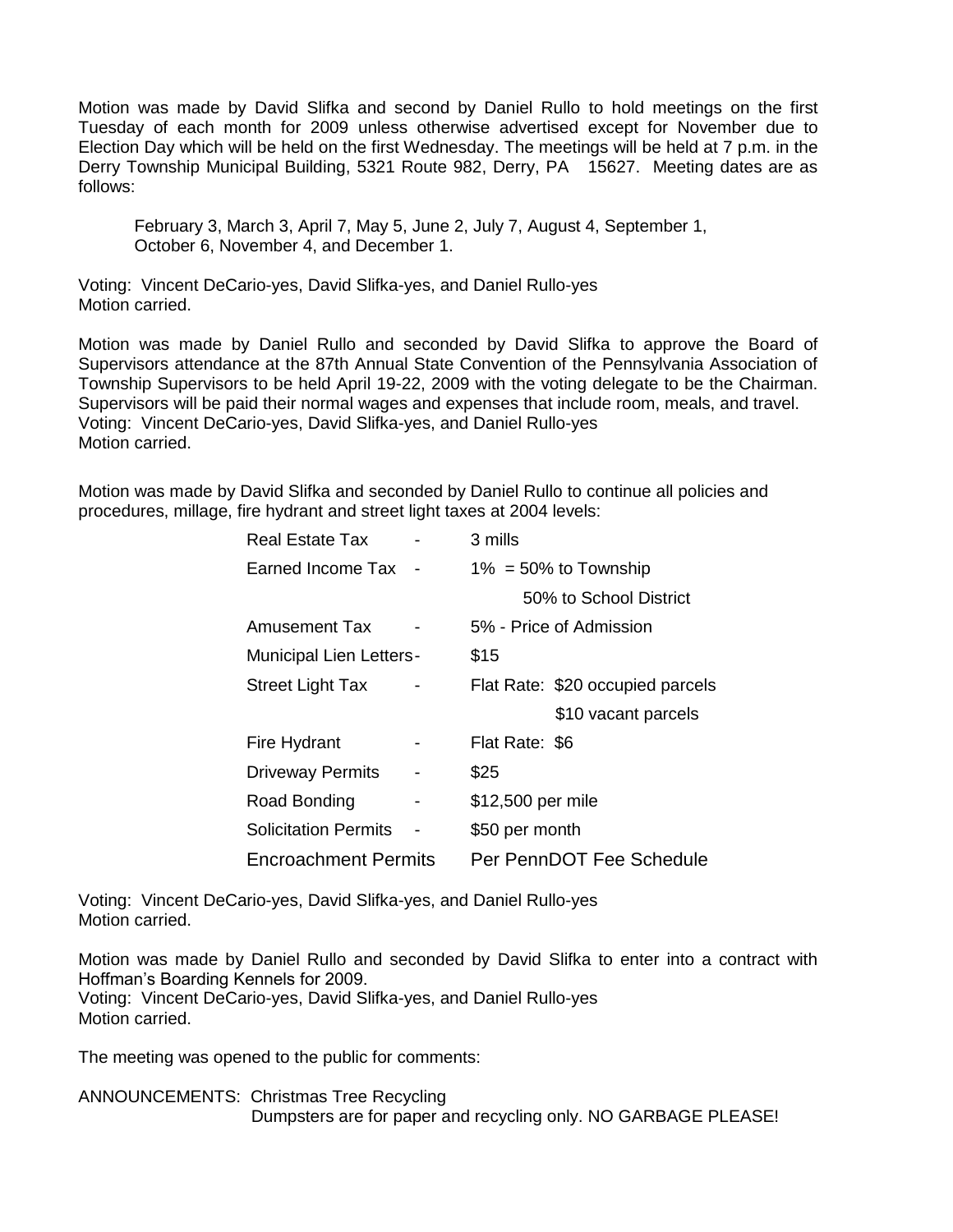Motion was made by David Slifka and second by Daniel Rullo to hold meetings on the first Tuesday of each month for 2009 unless otherwise advertised except for November due to Election Day which will be held on the first Wednesday. The meetings will be held at 7 p.m. in the Derry Township Municipal Building, 5321 Route 982, Derry, PA 15627. Meeting dates are as follows:

February 3, March 3, April 7, May 5, June 2, July 7, August 4, September 1, October 6, November 4, and December 1.

Voting: Vincent DeCario-yes, David Slifka-yes, and Daniel Rullo-yes
Motion carried.

Motion was made by Daniel Rullo and seconded by David Slifka to approve the Board of Supervisors attendance at the 87th Annual State Convention of the Pennsylvania Association of Township Supervisors to be held April 19-22, 2009 with the voting delegate to be the Chairman. Supervisors will be paid their normal wages and expenses that include room, meals, and travel.
Voting: Vincent DeCario-yes, David Slifka-yes, and Daniel Rullo-yes
Motion carried.

Motion was made by David Slifka and seconded by Daniel Rullo to continue all policies and procedures, millage, fire hydrant and street light taxes at 2004 levels:

| | | |
|---|---|---|
| Real Estate Tax | - | 3 mills |
| Earned Income Tax | - | 1% = 50% to Township<br>50% to School District |
| Amusement Tax | - | 5% - Price of Admission |
| Municipal Lien Letters | - | $15 |
| Street Light Tax | - | Flat Rate: $20 occupied parcels<br>$10 vacant parcels |
| Fire Hydrant | - | Flat Rate: $6 |
| Driveway Permits | - | $25 |
| Road Bonding | - | $12,500 per mile |
| Solicitation Permits | - | $50 per month |
| Encroachment Permits | | Per PennDOT Fee Schedule |

Voting: Vincent DeCario-yes, David Slifka-yes, and Daniel Rullo-yes
Motion carried.

Motion was made by Daniel Rullo and seconded by David Slifka to enter into a contract with Hoffman's Boarding Kennels for 2009.
Voting: Vincent DeCario-yes, David Slifka-yes, and Daniel Rullo-yes
Motion carried.

The meeting was opened to the public for comments:

ANNOUNCEMENTS: Christmas Tree Recycling
Dumpsters are for paper and recycling only. NO GARBAGE PLEASE!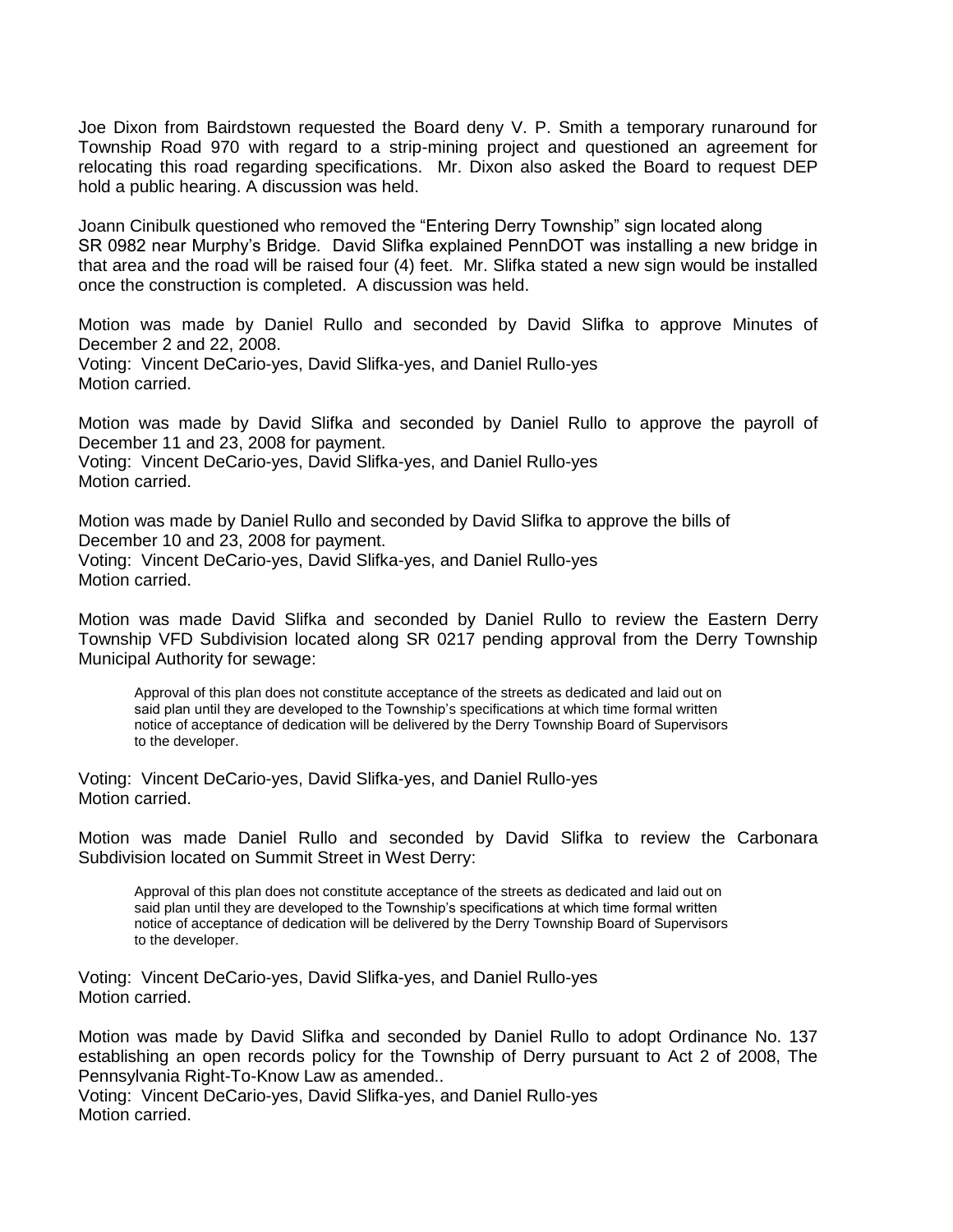Joe Dixon from Bairdstown requested the Board deny V. P. Smith a temporary runaround for Township Road 970 with regard to a strip-mining project and questioned an agreement for relocating this road regarding specifications. Mr. Dixon also asked the Board to request DEP hold a public hearing. A discussion was held.

Joann Cinibulk questioned who removed the "Entering Derry Township" sign located along SR 0982 near Murphy's Bridge. David Slifka explained PennDOT was installing a new bridge in that area and the road will be raised four (4) feet. Mr. Slifka stated a new sign would be installed once the construction is completed. A discussion was held.

Motion was made by Daniel Rullo and seconded by David Slifka to approve Minutes of December 2 and 22, 2008.
Voting: Vincent DeCario-yes, David Slifka-yes, and Daniel Rullo-yes
Motion carried.

Motion was made by David Slifka and seconded by Daniel Rullo to approve the payroll of December 11 and 23, 2008 for payment.
Voting: Vincent DeCario-yes, David Slifka-yes, and Daniel Rullo-yes
Motion carried.

Motion was made by Daniel Rullo and seconded by David Slifka to approve the bills of December 10 and 23, 2008 for payment.
Voting: Vincent DeCario-yes, David Slifka-yes, and Daniel Rullo-yes
Motion carried.

Motion was made David Slifka and seconded by Daniel Rullo to review the Eastern Derry Township VFD Subdivision located along SR 0217 pending approval from the Derry Township Municipal Authority for sewage:

> Approval of this plan does not constitute acceptance of the streets as dedicated and laid out on said plan until they are developed to the Township's specifications at which time formal written notice of acceptance of dedication will be delivered by the Derry Township Board of Supervisors to the developer.

Voting: Vincent DeCario-yes, David Slifka-yes, and Daniel Rullo-yes
Motion carried.

Motion was made Daniel Rullo and seconded by David Slifka to review the Carbonara Subdivision located on Summit Street in West Derry:

> Approval of this plan does not constitute acceptance of the streets as dedicated and laid out on said plan until they are developed to the Township's specifications at which time formal written notice of acceptance of dedication will be delivered by the Derry Township Board of Supervisors to the developer.

Voting: Vincent DeCario-yes, David Slifka-yes, and Daniel Rullo-yes
Motion carried.

Motion was made by David Slifka and seconded by Daniel Rullo to adopt Ordinance No. 137 establishing an open records policy for the Township of Derry pursuant to Act 2 of 2008, The Pennsylvania Right-To-Know Law as amended..
Voting: Vincent DeCario-yes, David Slifka-yes, and Daniel Rullo-yes
Motion carried.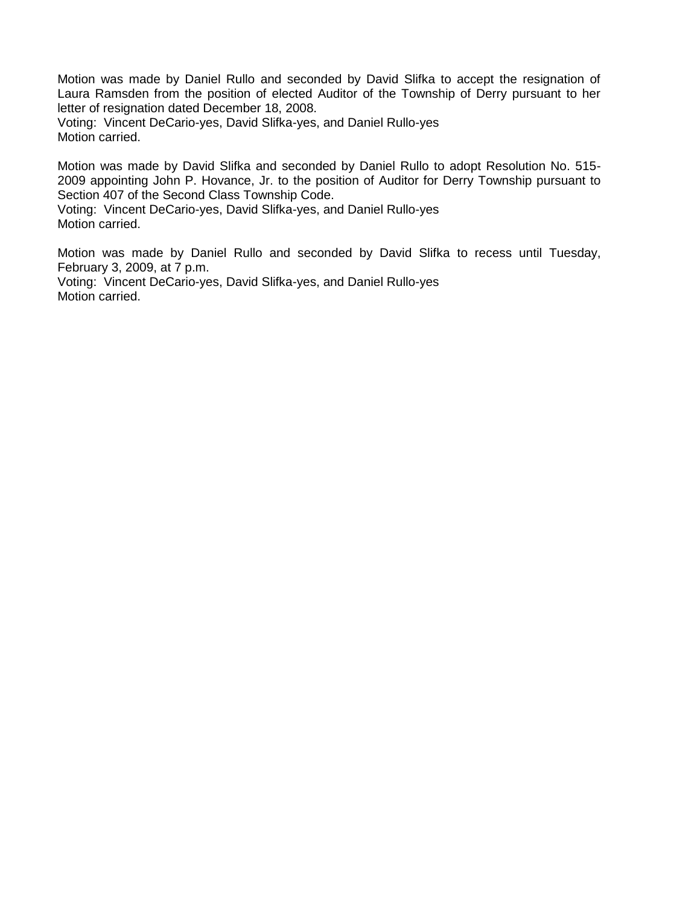Motion was made by Daniel Rullo and seconded by David Slifka to accept the resignation of Laura Ramsden from the position of elected Auditor of the Township of Derry pursuant to her letter of resignation dated December 18, 2008.
Voting: Vincent DeCario-yes, David Slifka-yes, and Daniel Rullo-yes
Motion carried.

Motion was made by David Slifka and seconded by Daniel Rullo to adopt Resolution No. 515-2009 appointing John P. Hovance, Jr. to the position of Auditor for Derry Township pursuant to Section 407 of the Second Class Township Code.
Voting: Vincent DeCario-yes, David Slifka-yes, and Daniel Rullo-yes
Motion carried.

Motion was made by Daniel Rullo and seconded by David Slifka to recess until Tuesday, February 3, 2009, at 7 p.m.
Voting: Vincent DeCario-yes, David Slifka-yes, and Daniel Rullo-yes
Motion carried.